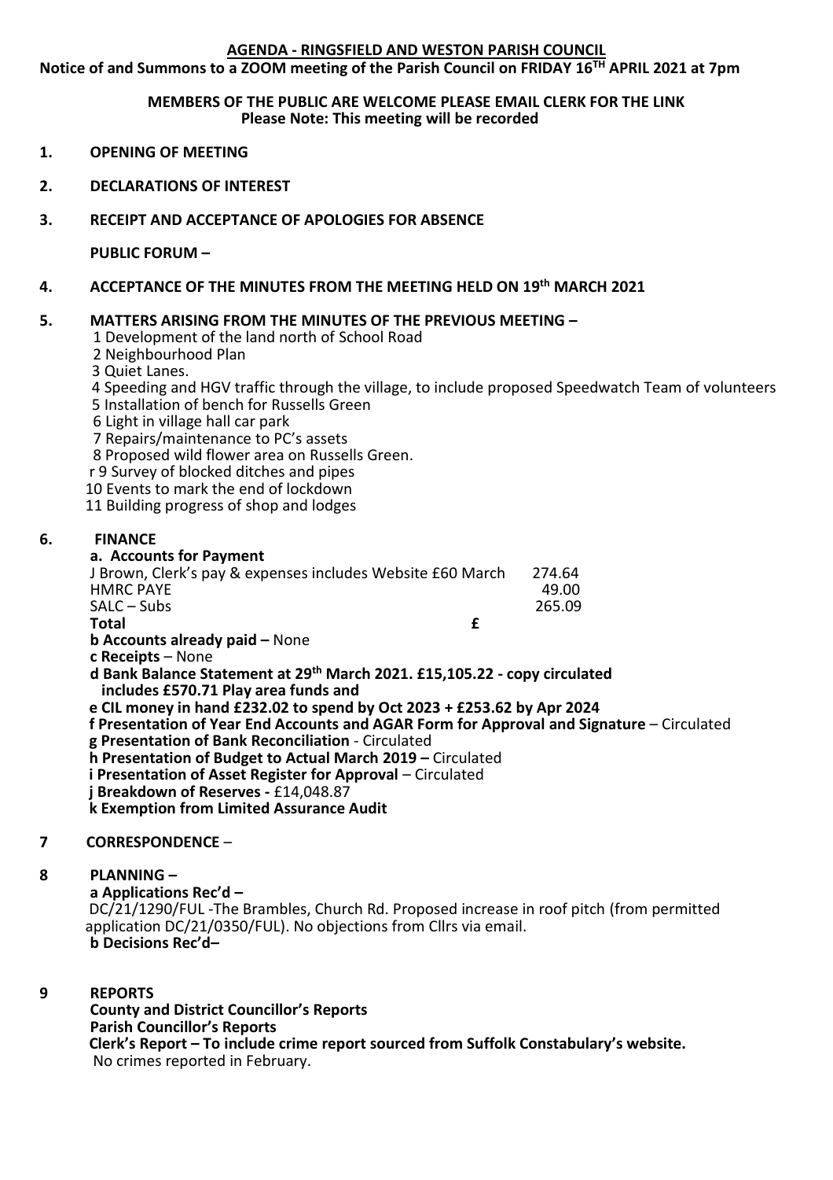**AGENDA - RINGSFIELD AND WESTON PARISH COUNCIL**

**Notice of and Summons to a ZOOM meeting of the Parish Council on FRIDAY 16TH APRIL 2021 at 7pm**

**MEMBERS OF THE PUBLIC ARE WELCOME PLEASE EMAIL CLERK FOR THE LINK**
**Please Note: This meeting will be recorded**

**1. OPENING OF MEETING**

**2. DECLARATIONS OF INTEREST**

**3. RECEIPT AND ACCEPTANCE OF APOLOGIES FOR ABSENCE**

**PUBLIC FORUM –**

**4. ACCEPTANCE OF THE MINUTES FROM THE MEETING HELD ON 19th MARCH 2021**

**5. MATTERS ARISING FROM THE MINUTES OF THE PREVIOUS MEETING –**

1 Development of the land north of School Road
2 Neighbourhood Plan
3 Quiet Lanes.
4 Speeding and HGV traffic through the village, to include proposed Speedwatch Team of volunteers
5 Installation of bench for Russells Green
6 Light in village hall car park
7 Repairs/maintenance to PC's assets
8 Proposed wild flower area on Russells Green.
r 9 Survey of blocked ditches and pipes
10 Events to mark the end of lockdown
11 Building progress of shop and lodges

**6. FINANCE**

**a. Accounts for Payment**

| | |
|---|---|
| J Brown, Clerk's pay & expenses includes Website £60 March | 274.64 |
| HMRC PAYE | 49.00 |
| SALC – Subs | 265.09 |
| **Total** **£** | |

**b Accounts already paid –** None
**c Receipts** – None
**d Bank Balance Statement at 29th March 2021. £15,105.22 - copy circulated includes £570.71 Play area funds and**
**e CIL money in hand £232.02 to spend by Oct 2023 + £253.62 by Apr 2024**
**f Presentation of Year End Accounts and AGAR Form for Approval and Signature** – Circulated
**g Presentation of Bank Reconciliation** - Circulated
**h Presentation of Budget to Actual March 2019 –** Circulated
**i Presentation of Asset Register for Approval** – Circulated
**j Breakdown of Reserves -** £14,048.87
**k Exemption from Limited Assurance Audit**

**7 CORRESPONDENCE** –

**8 PLANNING –**

**a Applications Rec'd –**
DC/21/1290/FUL -The Brambles, Church Rd. Proposed increase in roof pitch (from permitted application DC/21/0350/FUL). No objections from Cllrs via email.
**b Decisions Rec'd–**

**9 REPORTS**

**County and District Councillor's Reports**
**Parish Councillor's Reports**
**Clerk's Report – To include crime report sourced from Suffolk Constabulary's website.**
No crimes reported in February.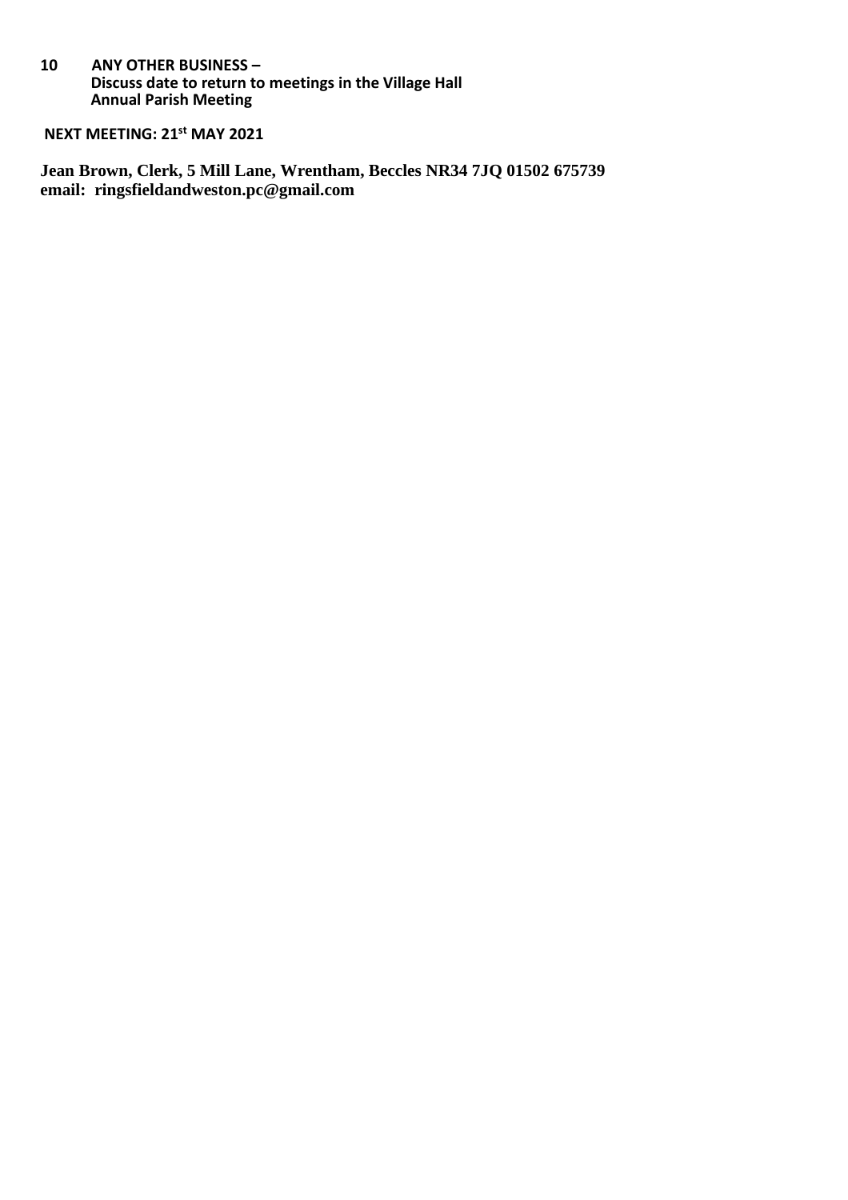**10 ANY OTHER BUSINESS –**

**Discuss date to return to meetings in the Village Hall**

**Annual Parish Meeting**

**NEXT MEETING: 21st MAY 2021**

**Jean Brown, Clerk, 5 Mill Lane, Wrentham, Beccles NR34 7JQ 01502 675739**
**email: ringsfieldandweston.pc@gmail.com**